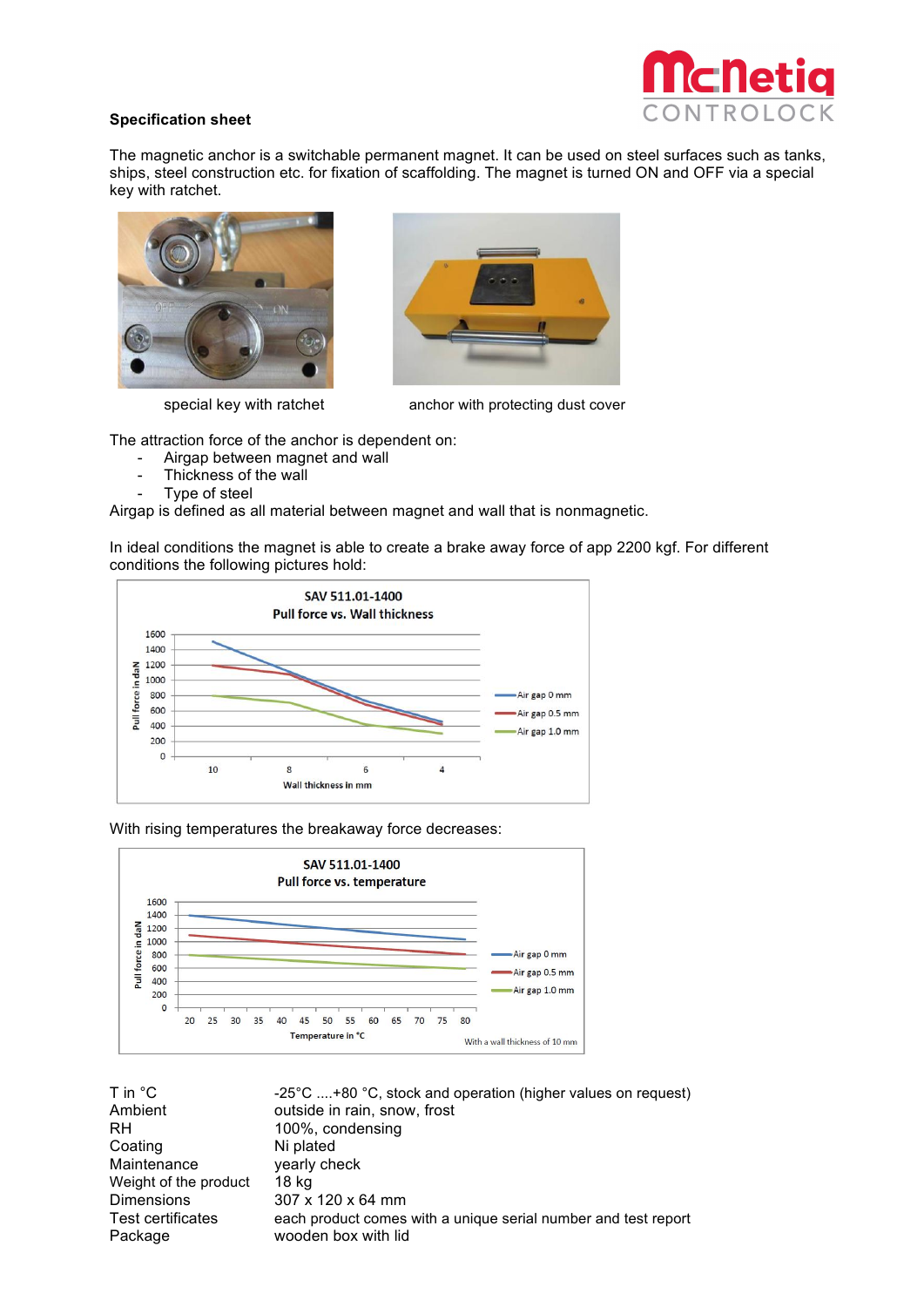**Specification sheet**

The magnetic anchor is a switchable permanent magnet. It can be used on steel surfaces such as tanks, ships, steel construction etc. for fixation of scaffolding. The magnet is turned ON and OFF via a special key with ratchet.

special key with ratchet

anchor with protecting dust cover

The attraction force of the anchor is dependent on:

- Airgap between magnet and wall
- Thickness of the wall
- Type of steel

Airgap is defined as all material between magnet and wall that is nonmagnetic.

In ideal conditions the magnet is able to create a brake away force of app 2200 kgf. For different conditions the following pictures hold:

With rising temperatures the breakaway force decreases:

| | |
|---|---|
| T in °C | -25°C ....+80 °C, stock and operation (higher values on request) |
| Ambient | outside in rain, snow, frost |
| RH | 100%, condensing |
| Coating | Ni plated |
| Maintenance | yearly check |
| Weight of the product | 18 kg |
| Dimensions | 307 x 120 x 64 mm |
| Test certificates | each product comes with a unique serial number and test report |
| Package | wooden box with lid |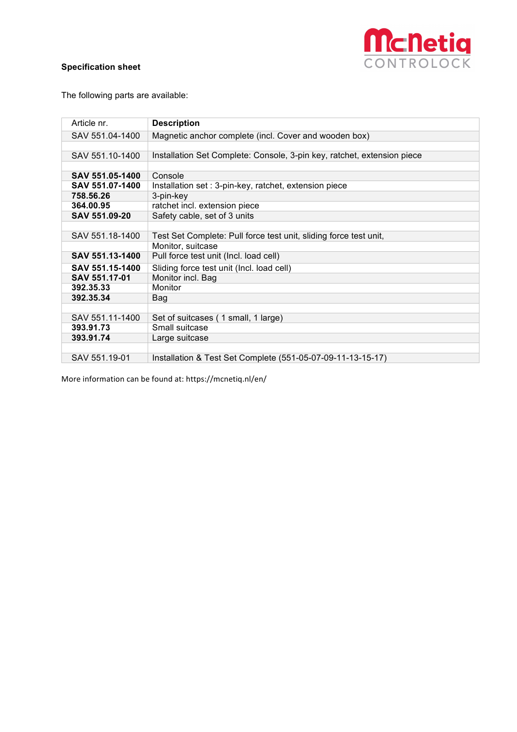**Specification sheet**

The following parts are available:

| Article nr. | **Description** |
|---|---|
| SAV 551.04-1400 | Magnetic anchor complete (incl. Cover and wooden box) |
| | |
| SAV 551.10-1400 | Installation Set Complete: Console, 3-pin key, ratchet, extension piece |
| | |
| **SAV 551.05-1400** | Console |
| **SAV 551.07-1400** | Installation set : 3-pin-key, ratchet, extension piece |
| **758.56.26** | 3-pin-key |
| **364.00.95** | ratchet incl. extension piece |
| **SAV 551.09-20** | Safety cable, set of 3 units |
| | |
| SAV 551.18-1400 | Test Set Complete: Pull force test unit, sliding force test unit, Monitor, suitcase |
| **SAV 551.13-1400** | Pull force test unit (Incl. load cell) |
| **SAV 551.15-1400** | Sliding force test unit (Incl. load cell) |
| **SAV 551.17-01** | Monitor incl. Bag |
| **392.35.33** | Monitor |
| **392.35.34** | Bag |
| | |
| SAV 551.11-1400 | Set of suitcases ( 1 small, 1 large) |
| **393.91.73** | Small suitcase |
| **393.91.74** | Large suitcase |
| | |
| SAV 551.19-01 | Installation & Test Set Complete (551-05-07-09-11-13-15-17) |

More information can be found at: https://mcnetiq.nl/en/